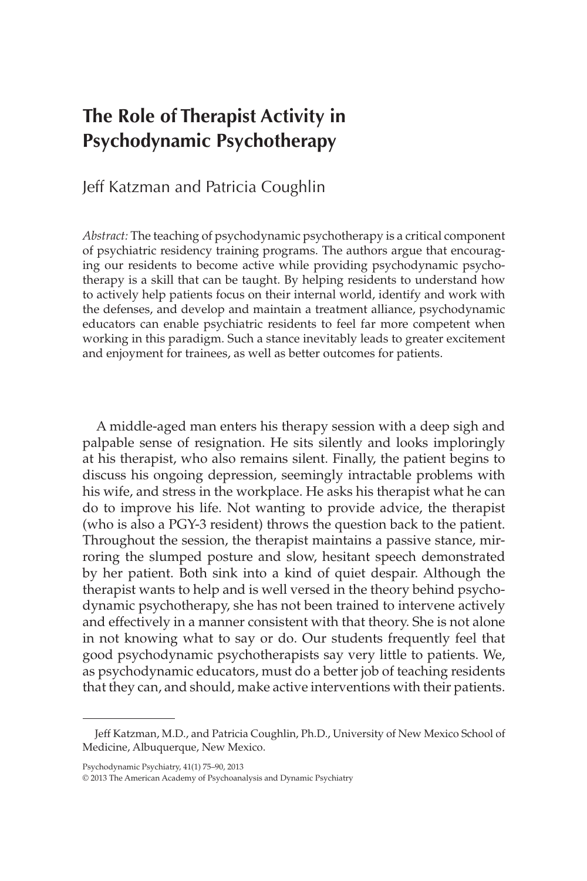# The Role of Therapist Activity in Psychodynamic Psychotherapy

Jeff Katzman and Patricia Coughlin

*Abstract:* The teaching of psychodynamic psychotherapy is a critical component of psychiatric residency training programs. The authors argue that encouraging our residents to become active while providing psychodynamic psychotherapy is a skill that can be taught. By helping residents to understand how to actively help patients focus on their internal world, identify and work with the defenses, and develop and maintain a treatment alliance, psychodynamic educators can enable psychiatric residents to feel far more competent when working in this paradigm. Such a stance inevitably leads to greater excitement and enjoyment for trainees, as well as better outcomes for patients.

A middle-aged man enters his therapy session with a deep sigh and palpable sense of resignation. He sits silently and looks imploringly at his therapist, who also remains silent. Finally, the patient begins to discuss his ongoing depression, seemingly intractable problems with his wife, and stress in the workplace. He asks his therapist what he can do to improve his life. Not wanting to provide advice, the therapist (who is also a PGY-3 resident) throws the question back to the patient. Throughout the session, the therapist maintains a passive stance, mirroring the slumped posture and slow, hesitant speech demonstrated by her patient. Both sink into a kind of quiet despair. Although the therapist wants to help and is well versed in the theory behind psychodynamic psychotherapy, she has not been trained to intervene actively and effectively in a manner consistent with that theory. She is not alone in not knowing what to say or do. Our students frequently feel that good psychodynamic psychotherapists say very little to patients. We, as psychodynamic educators, must do a better job of teaching residents that they can, and should, make active interventions with their patients.

---

Jeff Katzman, M.D., and Patricia Coughlin, Ph.D., University of New Mexico School of Medicine, Albuquerque, New Mexico.

Psychodynamic Psychiatry, 41(1) 75–90, 2013
© 2013 The American Academy of Psychoanalysis and Dynamic Psychiatry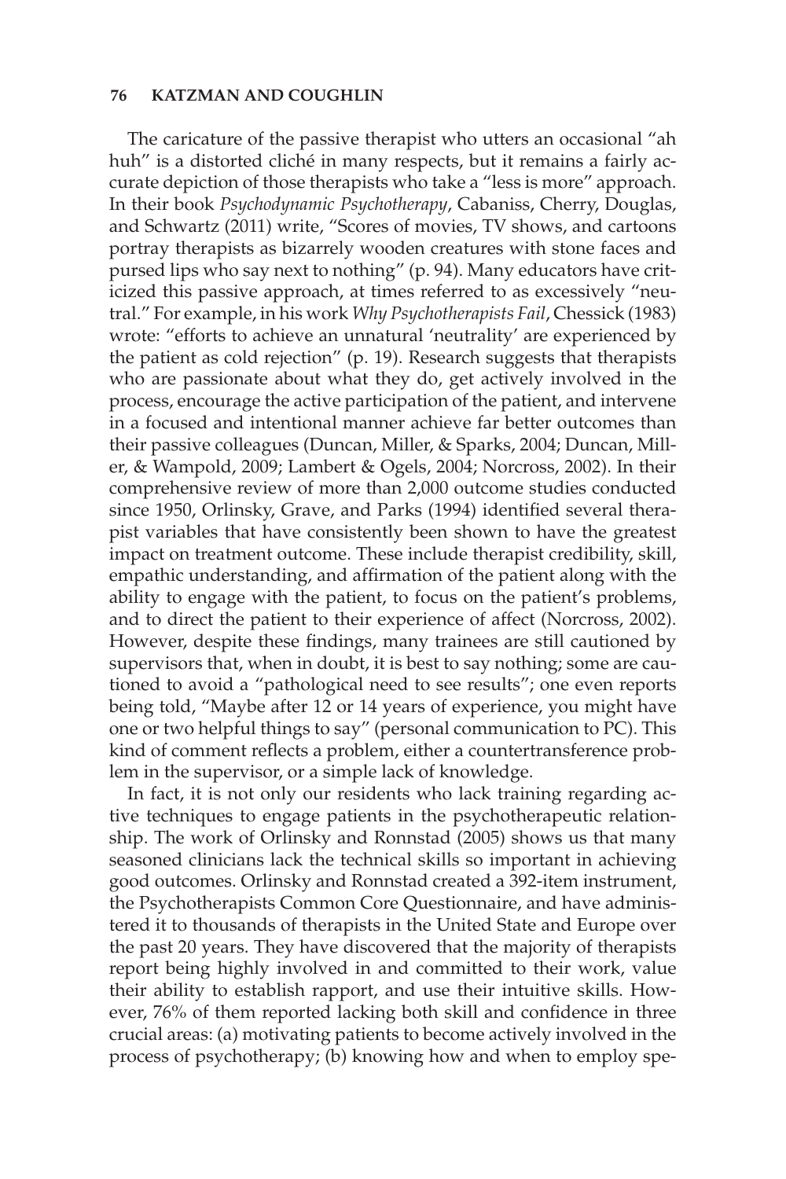The caricature of the passive therapist who utters an occasional "ah huh" is a distorted cliché in many respects, but it remains a fairly accurate depiction of those therapists who take a "less is more" approach. In their book *Psychodynamic Psychotherapy*, Cabaniss, Cherry, Douglas, and Schwartz (2011) write, "Scores of movies, TV shows, and cartoons portray therapists as bizarrely wooden creatures with stone faces and pursed lips who say next to nothing" (p. 94). Many educators have criticized this passive approach, at times referred to as excessively "neutral." For example, in his work *Why Psychotherapists Fail*, Chessick (1983) wrote: "efforts to achieve an unnatural 'neutrality' are experienced by the patient as cold rejection" (p. 19). Research suggests that therapists who are passionate about what they do, get actively involved in the process, encourage the active participation of the patient, and intervene in a focused and intentional manner achieve far better outcomes than their passive colleagues (Duncan, Miller, & Sparks, 2004; Duncan, Miller, & Wampold, 2009; Lambert & Ogels, 2004; Norcross, 2002). In their comprehensive review of more than 2,000 outcome studies conducted since 1950, Orlinsky, Grave, and Parks (1994) identified several therapist variables that have consistently been shown to have the greatest impact on treatment outcome. These include therapist credibility, skill, empathic understanding, and affirmation of the patient along with the ability to engage with the patient, to focus on the patient's problems, and to direct the patient to their experience of affect (Norcross, 2002). However, despite these findings, many trainees are still cautioned by supervisors that, when in doubt, it is best to say nothing; some are cautioned to avoid a "pathological need to see results"; one even reports being told, "Maybe after 12 or 14 years of experience, you might have one or two helpful things to say" (personal communication to PC). This kind of comment reflects a problem, either a countertransference problem in the supervisor, or a simple lack of knowledge.

In fact, it is not only our residents who lack training regarding active techniques to engage patients in the psychotherapeutic relationship. The work of Orlinsky and Ronnstad (2005) shows us that many seasoned clinicians lack the technical skills so important in achieving good outcomes. Orlinsky and Ronnstad created a 392-item instrument, the Psychotherapists Common Core Questionnaire, and have administered it to thousands of therapists in the United State and Europe over the past 20 years. They have discovered that the majority of therapists report being highly involved in and committed to their work, value their ability to establish rapport, and use their intuitive skills. However, 76% of them reported lacking both skill and confidence in three crucial areas: (a) motivating patients to become actively involved in the process of psychotherapy; (b) knowing how and when to employ spe-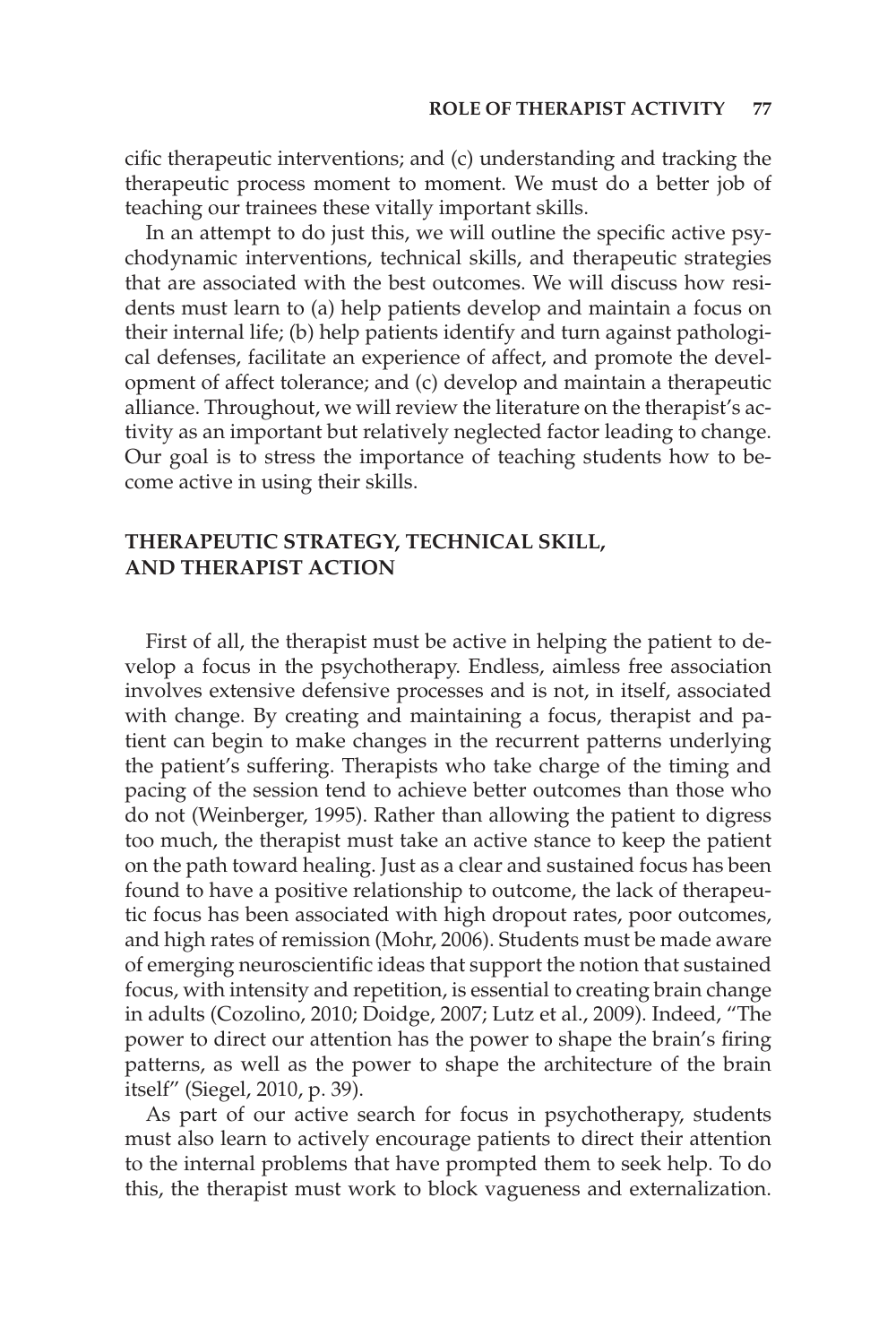cific therapeutic interventions; and (c) understanding and tracking the therapeutic process moment to moment. We must do a better job of teaching our trainees these vitally important skills.

In an attempt to do just this, we will outline the specific active psychodynamic interventions, technical skills, and therapeutic strategies that are associated with the best outcomes. We will discuss how residents must learn to (a) help patients develop and maintain a focus on their internal life; (b) help patients identify and turn against pathological defenses, facilitate an experience of affect, and promote the development of affect tolerance; and (c) develop and maintain a therapeutic alliance. Throughout, we will review the literature on the therapist's activity as an important but relatively neglected factor leading to change. Our goal is to stress the importance of teaching students how to become active in using their skills.

## THERAPEUTIC STRATEGY, TECHNICAL SKILL, AND THERAPIST ACTION

First of all, the therapist must be active in helping the patient to develop a focus in the psychotherapy. Endless, aimless free association involves extensive defensive processes and is not, in itself, associated with change. By creating and maintaining a focus, therapist and patient can begin to make changes in the recurrent patterns underlying the patient's suffering. Therapists who take charge of the timing and pacing of the session tend to achieve better outcomes than those who do not (Weinberger, 1995). Rather than allowing the patient to digress too much, the therapist must take an active stance to keep the patient on the path toward healing. Just as a clear and sustained focus has been found to have a positive relationship to outcome, the lack of therapeutic focus has been associated with high dropout rates, poor outcomes, and high rates of remission (Mohr, 2006). Students must be made aware of emerging neuroscientific ideas that support the notion that sustained focus, with intensity and repetition, is essential to creating brain change in adults (Cozolino, 2010; Doidge, 2007; Lutz et al., 2009). Indeed, "The power to direct our attention has the power to shape the brain's firing patterns, as well as the power to shape the architecture of the brain itself" (Siegel, 2010, p. 39).

As part of our active search for focus in psychotherapy, students must also learn to actively encourage patients to direct their attention to the internal problems that have prompted them to seek help. To do this, the therapist must work to block vagueness and externalization.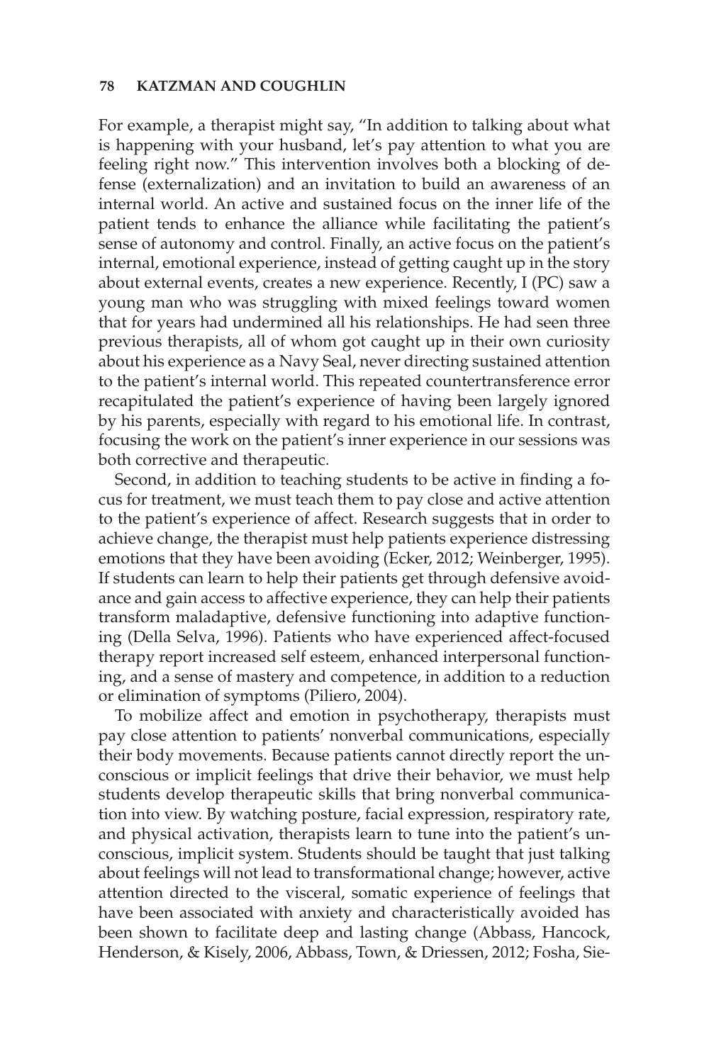For example, a therapist might say, "In addition to talking about what is happening with your husband, let's pay attention to what you are feeling right now." This intervention involves both a blocking of defense (externalization) and an invitation to build an awareness of an internal world. An active and sustained focus on the inner life of the patient tends to enhance the alliance while facilitating the patient's sense of autonomy and control. Finally, an active focus on the patient's internal, emotional experience, instead of getting caught up in the story about external events, creates a new experience. Recently, I (PC) saw a young man who was struggling with mixed feelings toward women that for years had undermined all his relationships. He had seen three previous therapists, all of whom got caught up in their own curiosity about his experience as a Navy Seal, never directing sustained attention to the patient's internal world. This repeated countertransference error recapitulated the patient's experience of having been largely ignored by his parents, especially with regard to his emotional life. In contrast, focusing the work on the patient's inner experience in our sessions was both corrective and therapeutic.

Second, in addition to teaching students to be active in finding a focus for treatment, we must teach them to pay close and active attention to the patient's experience of affect. Research suggests that in order to achieve change, the therapist must help patients experience distressing emotions that they have been avoiding (Ecker, 2012; Weinberger, 1995). If students can learn to help their patients get through defensive avoidance and gain access to affective experience, they can help their patients transform maladaptive, defensive functioning into adaptive functioning (Della Selva, 1996). Patients who have experienced affect-focused therapy report increased self esteem, enhanced interpersonal functioning, and a sense of mastery and competence, in addition to a reduction or elimination of symptoms (Piliero, 2004).

To mobilize affect and emotion in psychotherapy, therapists must pay close attention to patients' nonverbal communications, especially their body movements. Because patients cannot directly report the unconscious or implicit feelings that drive their behavior, we must help students develop therapeutic skills that bring nonverbal communication into view. By watching posture, facial expression, respiratory rate, and physical activation, therapists learn to tune into the patient's unconscious, implicit system. Students should be taught that just talking about feelings will not lead to transformational change; however, active attention directed to the visceral, somatic experience of feelings that have been associated with anxiety and characteristically avoided has been shown to facilitate deep and lasting change (Abbass, Hancock, Henderson, & Kisely, 2006, Abbass, Town, & Driessen, 2012; Fosha, Sie-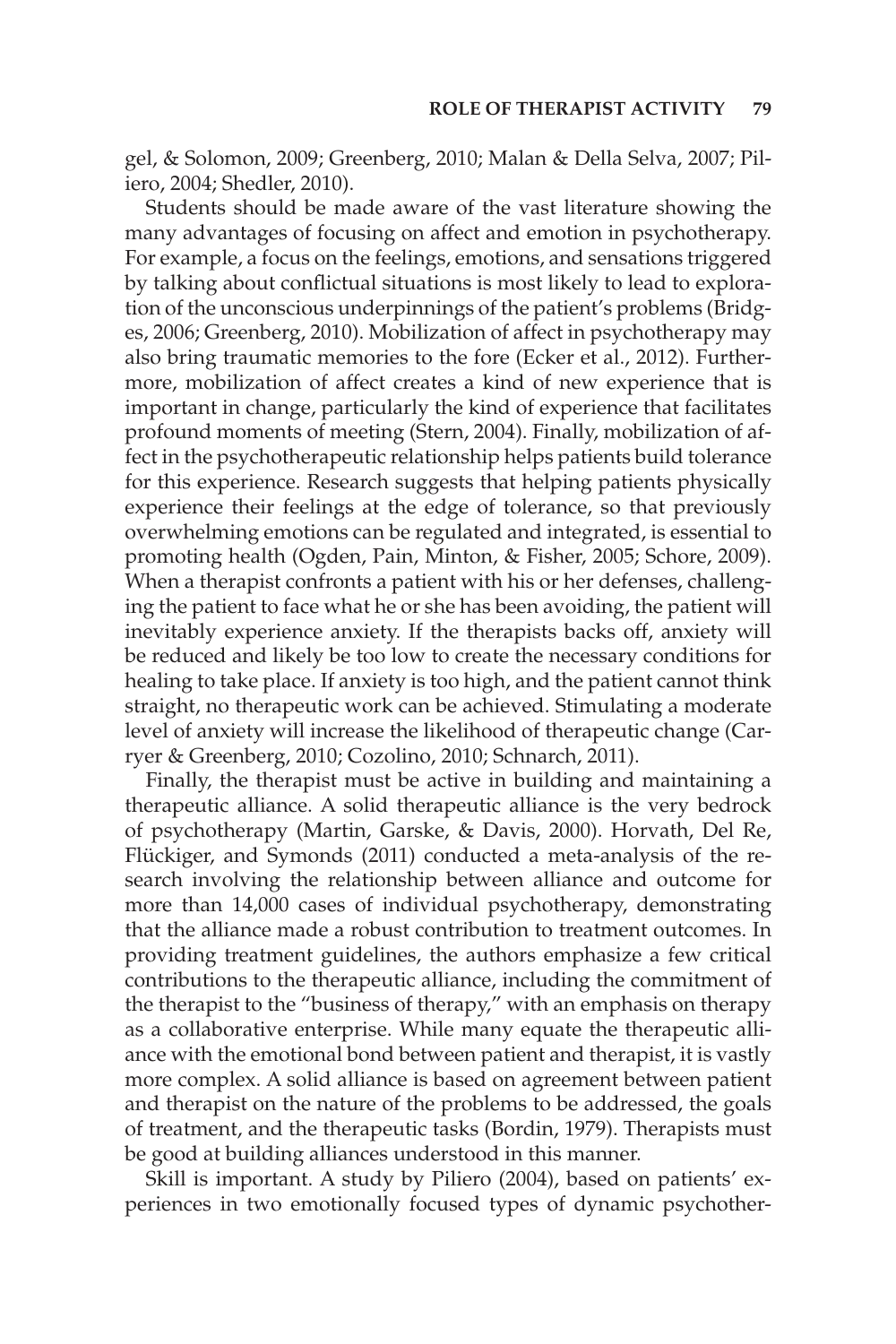gel, & Solomon, 2009; Greenberg, 2010; Malan & Della Selva, 2007; Piliero, 2004; Shedler, 2010).

Students should be made aware of the vast literature showing the many advantages of focusing on affect and emotion in psychotherapy. For example, a focus on the feelings, emotions, and sensations triggered by talking about conflictual situations is most likely to lead to exploration of the unconscious underpinnings of the patient's problems (Bridges, 2006; Greenberg, 2010). Mobilization of affect in psychotherapy may also bring traumatic memories to the fore (Ecker et al., 2012). Furthermore, mobilization of affect creates a kind of new experience that is important in change, particularly the kind of experience that facilitates profound moments of meeting (Stern, 2004). Finally, mobilization of affect in the psychotherapeutic relationship helps patients build tolerance for this experience. Research suggests that helping patients physically experience their feelings at the edge of tolerance, so that previously overwhelming emotions can be regulated and integrated, is essential to promoting health (Ogden, Pain, Minton, & Fisher, 2005; Schore, 2009). When a therapist confronts a patient with his or her defenses, challenging the patient to face what he or she has been avoiding, the patient will inevitably experience anxiety. If the therapists backs off, anxiety will be reduced and likely be too low to create the necessary conditions for healing to take place. If anxiety is too high, and the patient cannot think straight, no therapeutic work can be achieved. Stimulating a moderate level of anxiety will increase the likelihood of therapeutic change (Carryer & Greenberg, 2010; Cozolino, 2010; Schnarch, 2011).

Finally, the therapist must be active in building and maintaining a therapeutic alliance. A solid therapeutic alliance is the very bedrock of psychotherapy (Martin, Garske, & Davis, 2000). Horvath, Del Re, Flückiger, and Symonds (2011) conducted a meta-analysis of the research involving the relationship between alliance and outcome for more than 14,000 cases of individual psychotherapy, demonstrating that the alliance made a robust contribution to treatment outcomes. In providing treatment guidelines, the authors emphasize a few critical contributions to the therapeutic alliance, including the commitment of the therapist to the "business of therapy," with an emphasis on therapy as a collaborative enterprise. While many equate the therapeutic alliance with the emotional bond between patient and therapist, it is vastly more complex. A solid alliance is based on agreement between patient and therapist on the nature of the problems to be addressed, the goals of treatment, and the therapeutic tasks (Bordin, 1979). Therapists must be good at building alliances understood in this manner.

Skill is important. A study by Piliero (2004), based on patients' experiences in two emotionally focused types of dynamic psychother-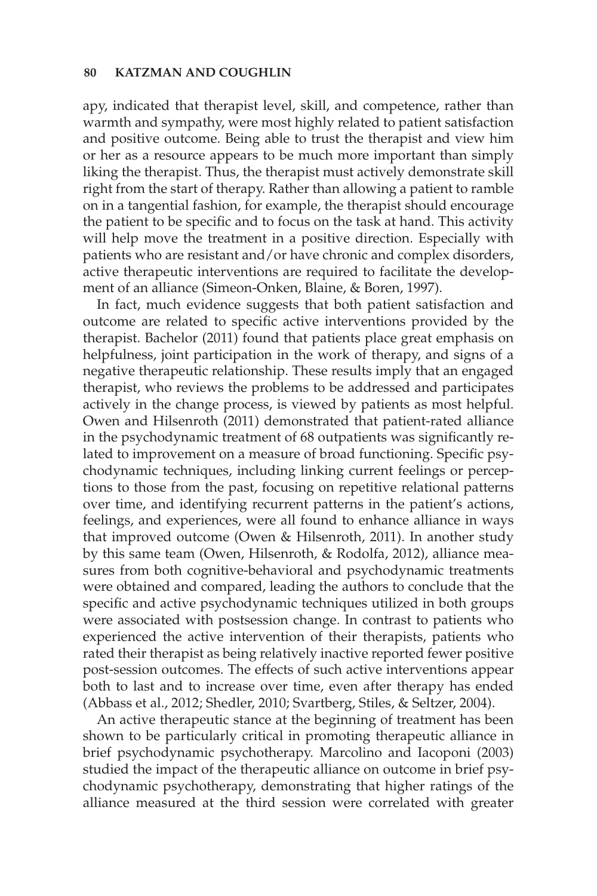apy, indicated that therapist level, skill, and competence, rather than warmth and sympathy, were most highly related to patient satisfaction and positive outcome. Being able to trust the therapist and view him or her as a resource appears to be much more important than simply liking the therapist. Thus, the therapist must actively demonstrate skill right from the start of therapy. Rather than allowing a patient to ramble on in a tangential fashion, for example, the therapist should encourage the patient to be specific and to focus on the task at hand. This activity will help move the treatment in a positive direction. Especially with patients who are resistant and/or have chronic and complex disorders, active therapeutic interventions are required to facilitate the development of an alliance (Simeon-Onken, Blaine, & Boren, 1997).

In fact, much evidence suggests that both patient satisfaction and outcome are related to specific active interventions provided by the therapist. Bachelor (2011) found that patients place great emphasis on helpfulness, joint participation in the work of therapy, and signs of a negative therapeutic relationship. These results imply that an engaged therapist, who reviews the problems to be addressed and participates actively in the change process, is viewed by patients as most helpful. Owen and Hilsenroth (2011) demonstrated that patient-rated alliance in the psychodynamic treatment of 68 outpatients was significantly related to improvement on a measure of broad functioning. Specific psychodynamic techniques, including linking current feelings or perceptions to those from the past, focusing on repetitive relational patterns over time, and identifying recurrent patterns in the patient's actions, feelings, and experiences, were all found to enhance alliance in ways that improved outcome (Owen & Hilsenroth, 2011). In another study by this same team (Owen, Hilsenroth, & Rodolfa, 2012), alliance measures from both cognitive-behavioral and psychodynamic treatments were obtained and compared, leading the authors to conclude that the specific and active psychodynamic techniques utilized in both groups were associated with postsession change. In contrast to patients who experienced the active intervention of their therapists, patients who rated their therapist as being relatively inactive reported fewer positive post-session outcomes. The effects of such active interventions appear both to last and to increase over time, even after therapy has ended (Abbass et al., 2012; Shedler, 2010; Svartberg, Stiles, & Seltzer, 2004).

An active therapeutic stance at the beginning of treatment has been shown to be particularly critical in promoting therapeutic alliance in brief psychodynamic psychotherapy. Marcolino and Iacoponi (2003) studied the impact of the therapeutic alliance on outcome in brief psychodynamic psychotherapy, demonstrating that higher ratings of the alliance measured at the third session were correlated with greater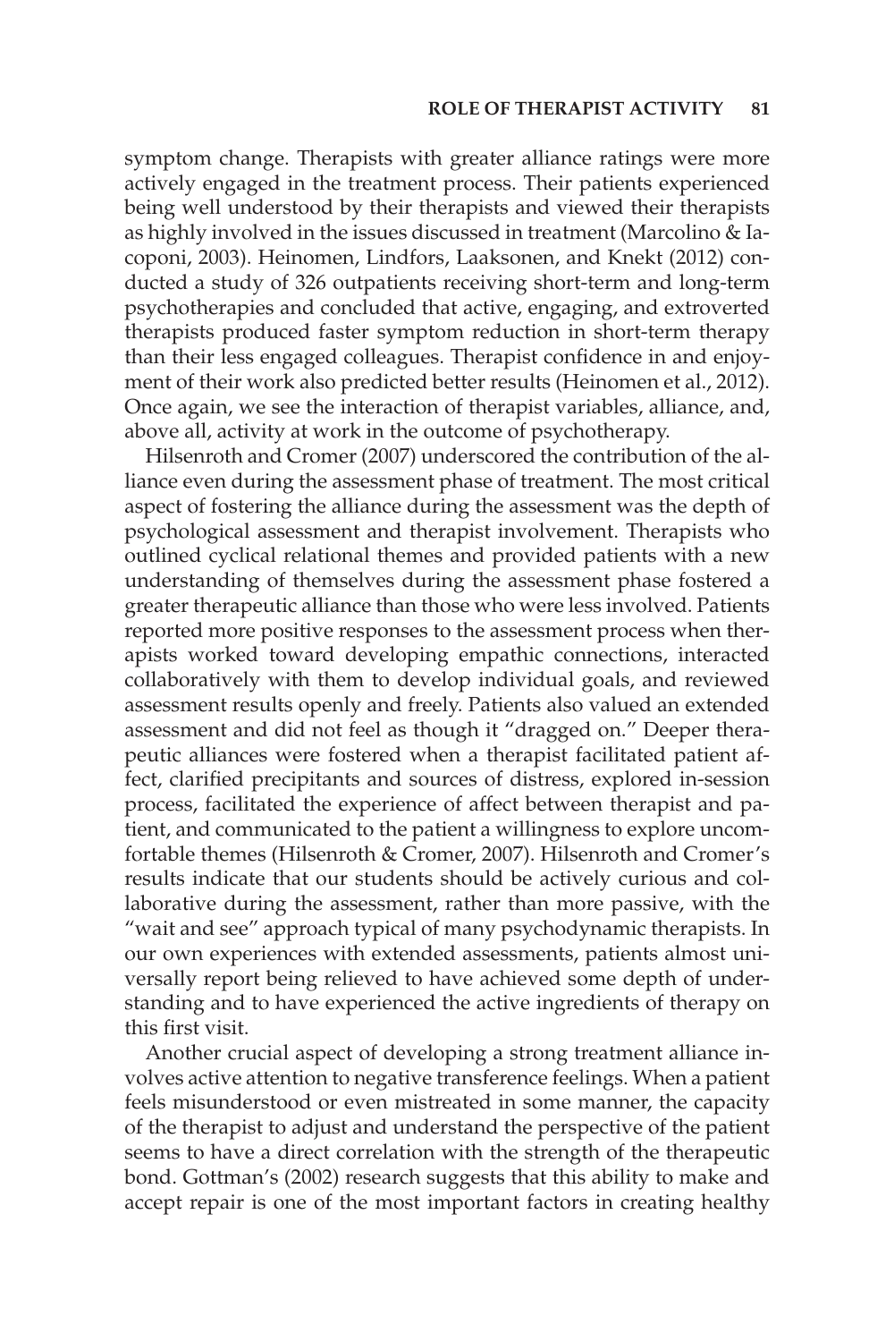symptom change. Therapists with greater alliance ratings were more actively engaged in the treatment process. Their patients experienced being well understood by their therapists and viewed their therapists as highly involved in the issues discussed in treatment (Marcolino & Iacoponi, 2003). Heinomen, Lindfors, Laaksonen, and Knekt (2012) conducted a study of 326 outpatients receiving short-term and long-term psychotherapies and concluded that active, engaging, and extroverted therapists produced faster symptom reduction in short-term therapy than their less engaged colleagues. Therapist confidence in and enjoyment of their work also predicted better results (Heinomen et al., 2012). Once again, we see the interaction of therapist variables, alliance, and, above all, activity at work in the outcome of psychotherapy.

Hilsenroth and Cromer (2007) underscored the contribution of the alliance even during the assessment phase of treatment. The most critical aspect of fostering the alliance during the assessment was the depth of psychological assessment and therapist involvement. Therapists who outlined cyclical relational themes and provided patients with a new understanding of themselves during the assessment phase fostered a greater therapeutic alliance than those who were less involved. Patients reported more positive responses to the assessment process when therapists worked toward developing empathic connections, interacted collaboratively with them to develop individual goals, and reviewed assessment results openly and freely. Patients also valued an extended assessment and did not feel as though it "dragged on." Deeper therapeutic alliances were fostered when a therapist facilitated patient affect, clarified precipitants and sources of distress, explored in-session process, facilitated the experience of affect between therapist and patient, and communicated to the patient a willingness to explore uncomfortable themes (Hilsenroth & Cromer, 2007). Hilsenroth and Cromer's results indicate that our students should be actively curious and collaborative during the assessment, rather than more passive, with the "wait and see" approach typical of many psychodynamic therapists. In our own experiences with extended assessments, patients almost universally report being relieved to have achieved some depth of understanding and to have experienced the active ingredients of therapy on this first visit.

Another crucial aspect of developing a strong treatment alliance involves active attention to negative transference feelings. When a patient feels misunderstood or even mistreated in some manner, the capacity of the therapist to adjust and understand the perspective of the patient seems to have a direct correlation with the strength of the therapeutic bond. Gottman's (2002) research suggests that this ability to make and accept repair is one of the most important factors in creating healthy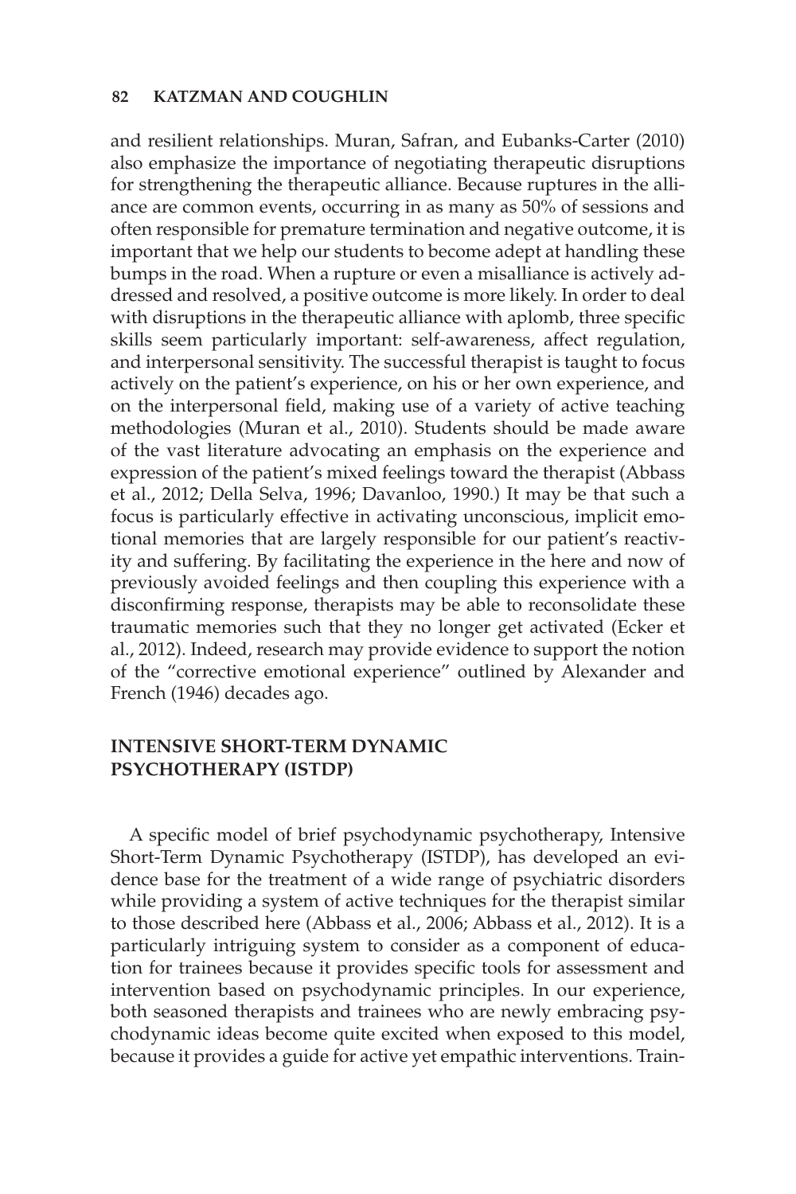and resilient relationships. Muran, Safran, and Eubanks-Carter (2010) also emphasize the importance of negotiating therapeutic disruptions for strengthening the therapeutic alliance. Because ruptures in the alliance are common events, occurring in as many as 50% of sessions and often responsible for premature termination and negative outcome, it is important that we help our students to become adept at handling these bumps in the road. When a rupture or even a misalliance is actively addressed and resolved, a positive outcome is more likely. In order to deal with disruptions in the therapeutic alliance with aplomb, three specific skills seem particularly important: self-awareness, affect regulation, and interpersonal sensitivity. The successful therapist is taught to focus actively on the patient's experience, on his or her own experience, and on the interpersonal field, making use of a variety of active teaching methodologies (Muran et al., 2010). Students should be made aware of the vast literature advocating an emphasis on the experience and expression of the patient's mixed feelings toward the therapist (Abbass et al., 2012; Della Selva, 1996; Davanloo, 1990.) It may be that such a focus is particularly effective in activating unconscious, implicit emotional memories that are largely responsible for our patient's reactivity and suffering. By facilitating the experience in the here and now of previously avoided feelings and then coupling this experience with a disconfirming response, therapists may be able to reconsolidate these traumatic memories such that they no longer get activated (Ecker et al., 2012). Indeed, research may provide evidence to support the notion of the "corrective emotional experience" outlined by Alexander and French (1946) decades ago.

## INTENSIVE SHORT-TERM DYNAMIC PSYCHOTHERAPY (ISTDP)

A specific model of brief psychodynamic psychotherapy, Intensive Short-Term Dynamic Psychotherapy (ISTDP), has developed an evidence base for the treatment of a wide range of psychiatric disorders while providing a system of active techniques for the therapist similar to those described here (Abbass et al., 2006; Abbass et al., 2012). It is a particularly intriguing system to consider as a component of education for trainees because it provides specific tools for assessment and intervention based on psychodynamic principles. In our experience, both seasoned therapists and trainees who are newly embracing psychodynamic ideas become quite excited when exposed to this model, because it provides a guide for active yet empathic interventions. Train-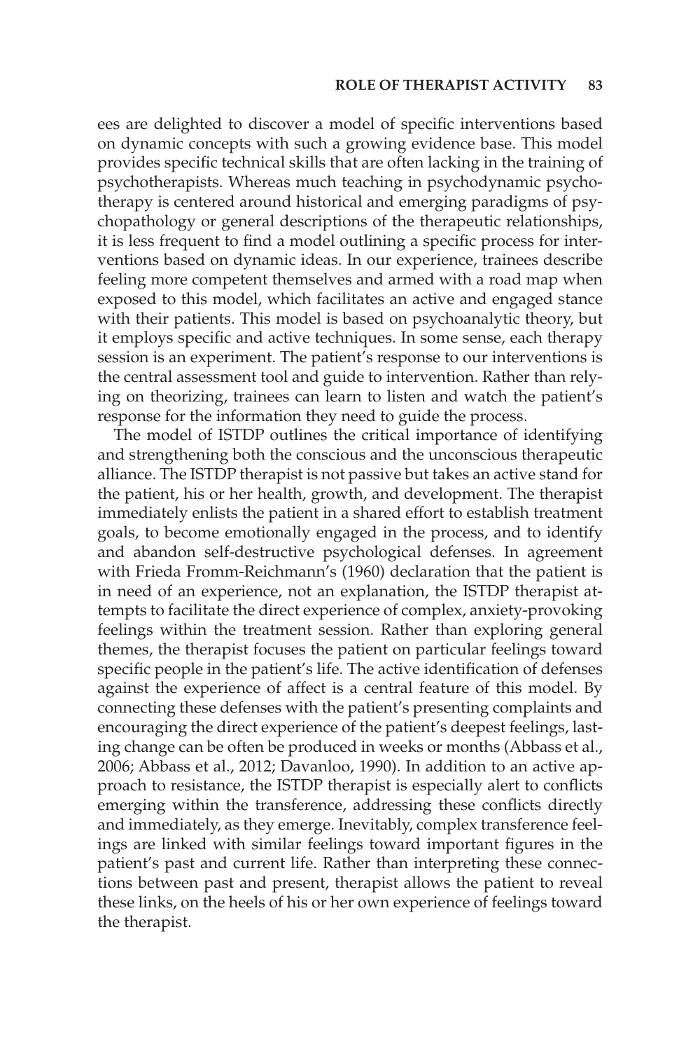ees are delighted to discover a model of specific interventions based on dynamic concepts with such a growing evidence base. This model provides specific technical skills that are often lacking in the training of psychotherapists. Whereas much teaching in psychodynamic psychotherapy is centered around historical and emerging paradigms of psychopathology or general descriptions of the therapeutic relationships, it is less frequent to find a model outlining a specific process for interventions based on dynamic ideas. In our experience, trainees describe feeling more competent themselves and armed with a road map when exposed to this model, which facilitates an active and engaged stance with their patients. This model is based on psychoanalytic theory, but it employs specific and active techniques. In some sense, each therapy session is an experiment. The patient's response to our interventions is the central assessment tool and guide to intervention. Rather than relying on theorizing, trainees can learn to listen and watch the patient's response for the information they need to guide the process.

The model of ISTDP outlines the critical importance of identifying and strengthening both the conscious and the unconscious therapeutic alliance. The ISTDP therapist is not passive but takes an active stand for the patient, his or her health, growth, and development. The therapist immediately enlists the patient in a shared effort to establish treatment goals, to become emotionally engaged in the process, and to identify and abandon self-destructive psychological defenses. In agreement with Frieda Fromm-Reichmann's (1960) declaration that the patient is in need of an experience, not an explanation, the ISTDP therapist attempts to facilitate the direct experience of complex, anxiety-provoking feelings within the treatment session. Rather than exploring general themes, the therapist focuses the patient on particular feelings toward specific people in the patient's life. The active identification of defenses against the experience of affect is a central feature of this model. By connecting these defenses with the patient's presenting complaints and encouraging the direct experience of the patient's deepest feelings, lasting change can be often be produced in weeks or months (Abbass et al., 2006; Abbass et al., 2012; Davanloo, 1990). In addition to an active approach to resistance, the ISTDP therapist is especially alert to conflicts emerging within the transference, addressing these conflicts directly and immediately, as they emerge. Inevitably, complex transference feelings are linked with similar feelings toward important figures in the patient's past and current life. Rather than interpreting these connections between past and present, therapist allows the patient to reveal these links, on the heels of his or her own experience of feelings toward the therapist.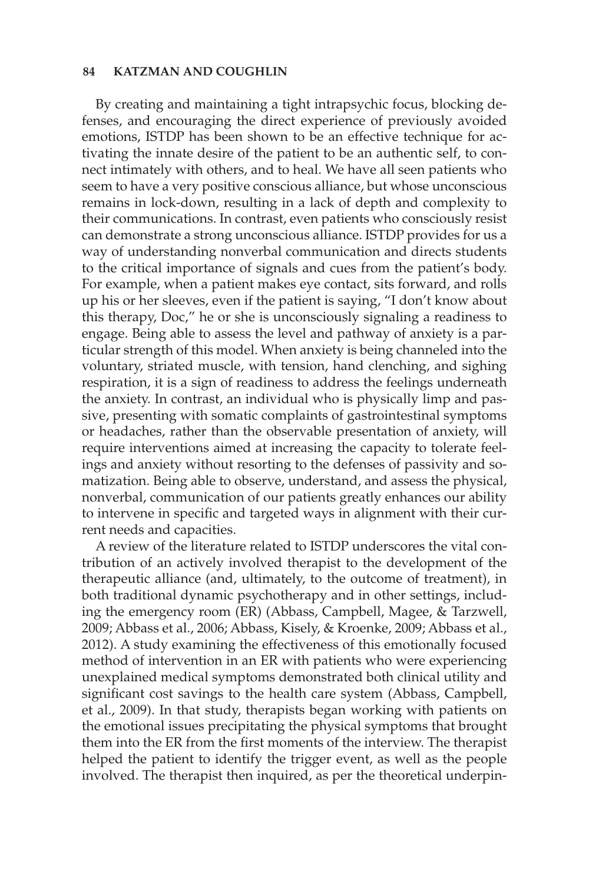By creating and maintaining a tight intrapsychic focus, blocking defenses, and encouraging the direct experience of previously avoided emotions, ISTDP has been shown to be an effective technique for activating the innate desire of the patient to be an authentic self, to connect intimately with others, and to heal. We have all seen patients who seem to have a very positive conscious alliance, but whose unconscious remains in lock-down, resulting in a lack of depth and complexity to their communications. In contrast, even patients who consciously resist can demonstrate a strong unconscious alliance. ISTDP provides for us a way of understanding nonverbal communication and directs students to the critical importance of signals and cues from the patient's body. For example, when a patient makes eye contact, sits forward, and rolls up his or her sleeves, even if the patient is saying, "I don't know about this therapy, Doc," he or she is unconsciously signaling a readiness to engage. Being able to assess the level and pathway of anxiety is a particular strength of this model. When anxiety is being channeled into the voluntary, striated muscle, with tension, hand clenching, and sighing respiration, it is a sign of readiness to address the feelings underneath the anxiety. In contrast, an individual who is physically limp and passive, presenting with somatic complaints of gastrointestinal symptoms or headaches, rather than the observable presentation of anxiety, will require interventions aimed at increasing the capacity to tolerate feelings and anxiety without resorting to the defenses of passivity and somatization. Being able to observe, understand, and assess the physical, nonverbal, communication of our patients greatly enhances our ability to intervene in specific and targeted ways in alignment with their current needs and capacities.

A review of the literature related to ISTDP underscores the vital contribution of an actively involved therapist to the development of the therapeutic alliance (and, ultimately, to the outcome of treatment), in both traditional dynamic psychotherapy and in other settings, including the emergency room (ER) (Abbass, Campbell, Magee, & Tarzwell, 2009; Abbass et al., 2006; Abbass, Kisely, & Kroenke, 2009; Abbass et al., 2012). A study examining the effectiveness of this emotionally focused method of intervention in an ER with patients who were experiencing unexplained medical symptoms demonstrated both clinical utility and significant cost savings to the health care system (Abbass, Campbell, et al., 2009). In that study, therapists began working with patients on the emotional issues precipitating the physical symptoms that brought them into the ER from the first moments of the interview. The therapist helped the patient to identify the trigger event, as well as the people involved. The therapist then inquired, as per the theoretical underpin-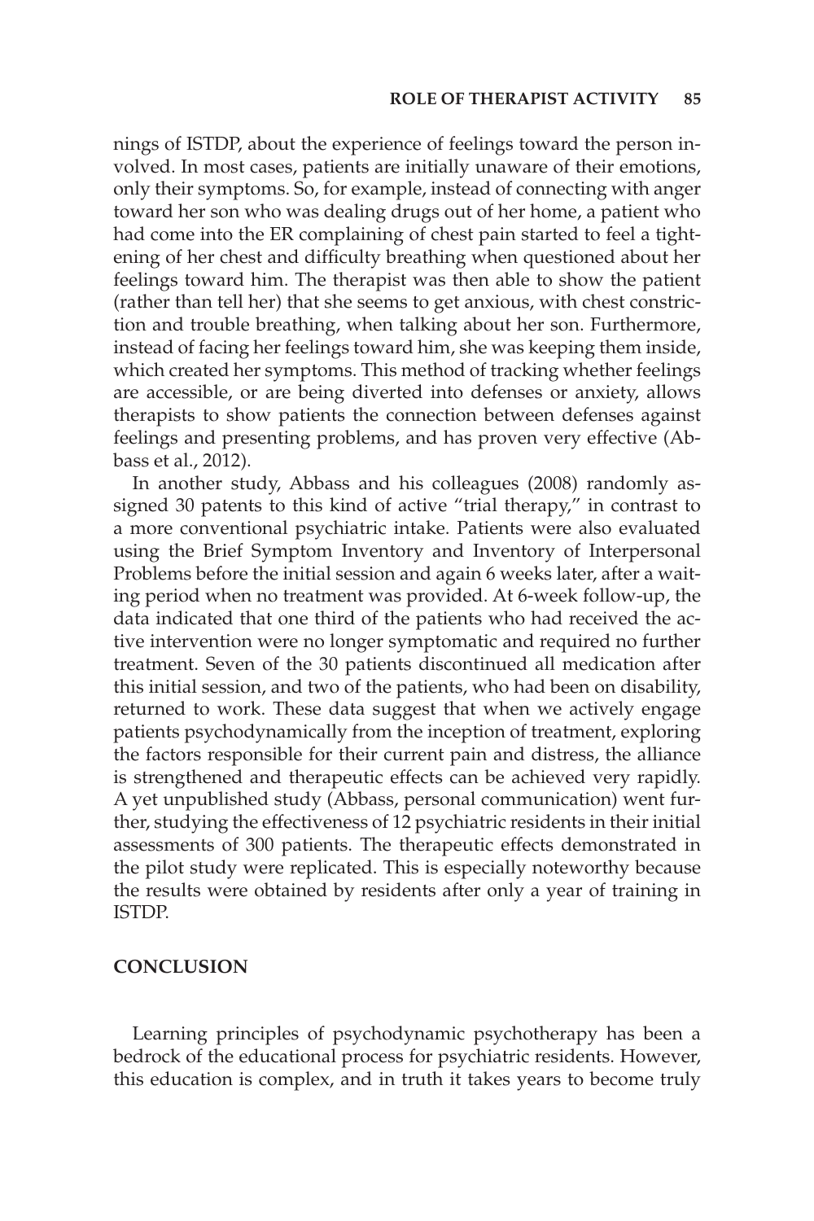nings of ISTDP, about the experience of feelings toward the person involved. In most cases, patients are initially unaware of their emotions, only their symptoms. So, for example, instead of connecting with anger toward her son who was dealing drugs out of her home, a patient who had come into the ER complaining of chest pain started to feel a tightening of her chest and difficulty breathing when questioned about her feelings toward him. The therapist was then able to show the patient (rather than tell her) that she seems to get anxious, with chest constriction and trouble breathing, when talking about her son. Furthermore, instead of facing her feelings toward him, she was keeping them inside, which created her symptoms. This method of tracking whether feelings are accessible, or are being diverted into defenses or anxiety, allows therapists to show patients the connection between defenses against feelings and presenting problems, and has proven very effective (Abbass et al., 2012).

In another study, Abbass and his colleagues (2008) randomly assigned 30 patents to this kind of active "trial therapy," in contrast to a more conventional psychiatric intake. Patients were also evaluated using the Brief Symptom Inventory and Inventory of Interpersonal Problems before the initial session and again 6 weeks later, after a waiting period when no treatment was provided. At 6-week follow-up, the data indicated that one third of the patients who had received the active intervention were no longer symptomatic and required no further treatment. Seven of the 30 patients discontinued all medication after this initial session, and two of the patients, who had been on disability, returned to work. These data suggest that when we actively engage patients psychodynamically from the inception of treatment, exploring the factors responsible for their current pain and distress, the alliance is strengthened and therapeutic effects can be achieved very rapidly. A yet unpublished study (Abbass, personal communication) went further, studying the effectiveness of 12 psychiatric residents in their initial assessments of 300 patients. The therapeutic effects demonstrated in the pilot study were replicated. This is especially noteworthy because the results were obtained by residents after only a year of training in ISTDP.

## CONCLUSION

Learning principles of psychodynamic psychotherapy has been a bedrock of the educational process for psychiatric residents. However, this education is complex, and in truth it takes years to become truly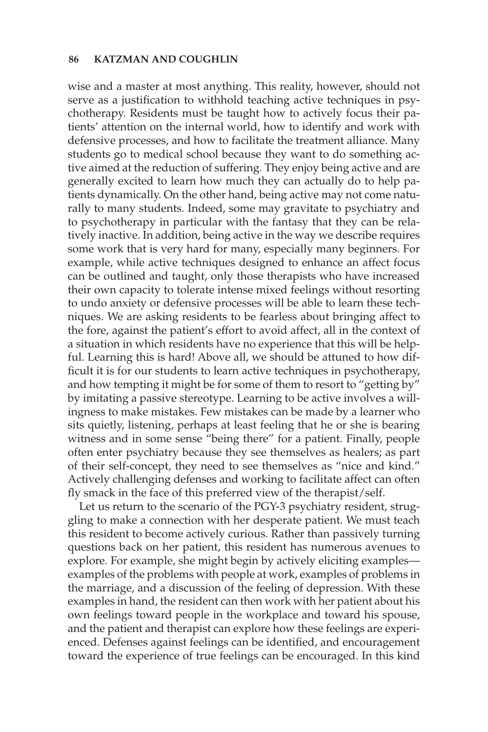wise and a master at most anything. This reality, however, should not serve as a justification to withhold teaching active techniques in psychotherapy. Residents must be taught how to actively focus their patients' attention on the internal world, how to identify and work with defensive processes, and how to facilitate the treatment alliance. Many students go to medical school because they want to do something active aimed at the reduction of suffering. They enjoy being active and are generally excited to learn how much they can actually do to help patients dynamically. On the other hand, being active may not come naturally to many students. Indeed, some may gravitate to psychiatry and to psychotherapy in particular with the fantasy that they can be relatively inactive. In addition, being active in the way we describe requires some work that is very hard for many, especially many beginners. For example, while active techniques designed to enhance an affect focus can be outlined and taught, only those therapists who have increased their own capacity to tolerate intense mixed feelings without resorting to undo anxiety or defensive processes will be able to learn these techniques. We are asking residents to be fearless about bringing affect to the fore, against the patient's effort to avoid affect, all in the context of a situation in which residents have no experience that this will be helpful. Learning this is hard! Above all, we should be attuned to how difficult it is for our students to learn active techniques in psychotherapy, and how tempting it might be for some of them to resort to "getting by" by imitating a passive stereotype. Learning to be active involves a willingness to make mistakes. Few mistakes can be made by a learner who sits quietly, listening, perhaps at least feeling that he or she is bearing witness and in some sense "being there" for a patient. Finally, people often enter psychiatry because they see themselves as healers; as part of their self-concept, they need to see themselves as "nice and kind." Actively challenging defenses and working to facilitate affect can often fly smack in the face of this preferred view of the therapist/self.

Let us return to the scenario of the PGY-3 psychiatry resident, struggling to make a connection with her desperate patient. We must teach this resident to become actively curious. Rather than passively turning questions back on her patient, this resident has numerous avenues to explore. For example, she might begin by actively eliciting examples—examples of the problems with people at work, examples of problems in the marriage, and a discussion of the feeling of depression. With these examples in hand, the resident can then work with her patient about his own feelings toward people in the workplace and toward his spouse, and the patient and therapist can explore how these feelings are experienced. Defenses against feelings can be identified, and encouragement toward the experience of true feelings can be encouraged. In this kind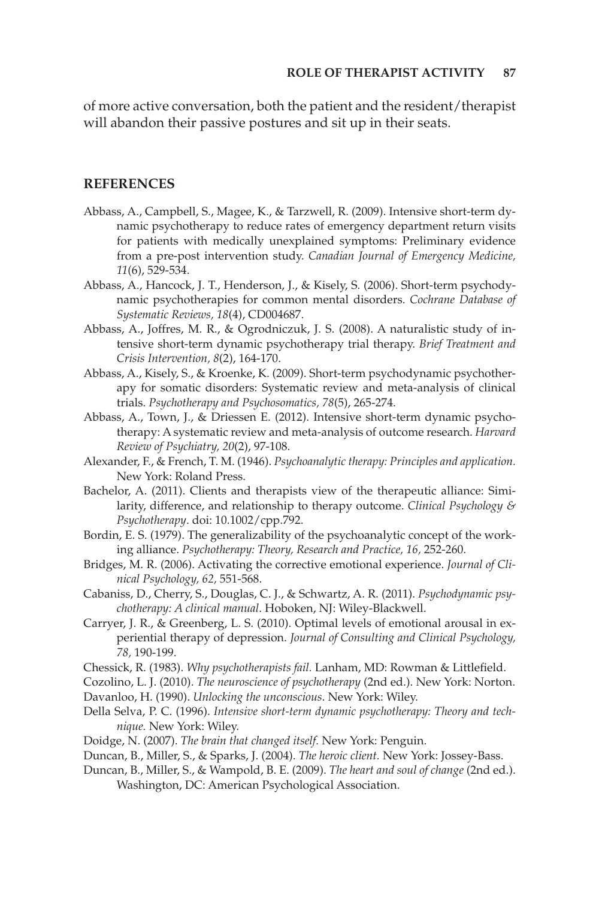of more active conversation, both the patient and the resident/therapist will abandon their passive postures and sit up in their seats.

## REFERENCES

Abbass, A., Campbell, S., Magee, K., & Tarzwell, R. (2009). Intensive short-term dynamic psychotherapy to reduce rates of emergency department return visits for patients with medically unexplained symptoms: Preliminary evidence from a pre-post intervention study. *Canadian Journal of Emergency Medicine, 11*(6), 529-534.

Abbass, A., Hancock, J. T., Henderson, J., & Kisely, S. (2006). Short-term psychodynamic psychotherapies for common mental disorders. *Cochrane Database of Systematic Reviews, 18*(4), CD004687.

Abbass, A., Joffres, M. R., & Ogrodniczuk, J. S. (2008). A naturalistic study of intensive short-term dynamic psychotherapy trial therapy. *Brief Treatment and Crisis Intervention, 8*(2), 164-170.

Abbass, A., Kisely, S., & Kroenke, K. (2009). Short-term psychodynamic psychotherapy for somatic disorders: Systematic review and meta-analysis of clinical trials. *Psychotherapy and Psychosomatics, 78*(5), 265-274.

Abbass, A., Town, J., & Driessen E. (2012). Intensive short-term dynamic psychotherapy: A systematic review and meta-analysis of outcome research. *Harvard Review of Psychiatry, 20*(2), 97-108.

Alexander, F., & French, T. M. (1946). *Psychoanalytic therapy: Principles and application.* New York: Roland Press.

Bachelor, A. (2011). Clients and therapists view of the therapeutic alliance: Similarity, difference, and relationship to therapy outcome. *Clinical Psychology & Psychotherapy*. doi: 10.1002/cpp.792.

Bordin, E. S. (1979). The generalizability of the psychoanalytic concept of the working alliance. *Psychotherapy: Theory, Research and Practice, 16,* 252-260.

Bridges, M. R. (2006). Activating the corrective emotional experience. *Journal of Clinical Psychology, 62,* 551-568.

Cabaniss, D., Cherry, S., Douglas, C. J., & Schwartz, A. R. (2011). *Psychodynamic psychotherapy: A clinical manual*. Hoboken, NJ: Wiley-Blackwell.

Carryer, J. R., & Greenberg, L. S. (2010). Optimal levels of emotional arousal in experiential therapy of depression. *Journal of Consulting and Clinical Psychology, 78,* 190-199.

Chessick, R. (1983). *Why psychotherapists fail.* Lanham, MD: Rowman & Littlefield.

Cozolino, L. J. (2010). *The neuroscience of psychotherapy* (2nd ed.). New York: Norton.

Davanloo, H. (1990). *Unlocking the unconscious*. New York: Wiley.

Della Selva, P. C. (1996). *Intensive short-term dynamic psychotherapy: Theory and technique.* New York: Wiley.

Doidge, N. (2007). *The brain that changed itself.* New York: Penguin.

Duncan, B., Miller, S., & Sparks, J. (2004). *The heroic client.* New York: Jossey-Bass.

Duncan, B., Miller, S., & Wampold, B. E. (2009). *The heart and soul of change* (2nd ed.). Washington, DC: American Psychological Association.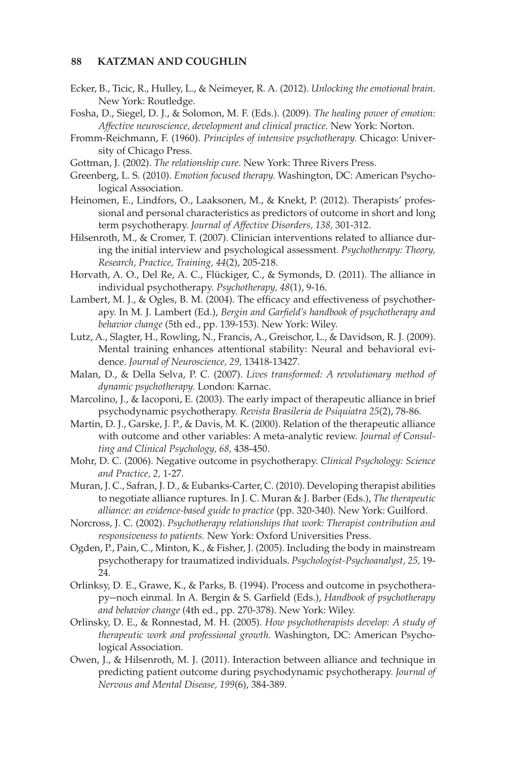Ecker, B., Ticic, R., Hulley, L., & Neimeyer, R. A. (2012). *Unlocking the emotional brain.* New York: Routledge.

Fosha, D., Siegel, D. J., & Solomon, M. F. (Eds.). (2009). *The healing power of emotion: Affective neuroscience, development and clinical practice.* New York: Norton.

Fromm-Reichmann, F. (1960). *Principles of intensive psychotherapy.* Chicago: University of Chicago Press.

Gottman, J. (2002). *The relationship cure.* New York: Three Rivers Press.

Greenberg, L. S. (2010). *Emotion focused therapy.* Washington, DC: American Psychological Association.

Heinomen, E., Lindfors, O., Laaksonen, M., & Knekt, P. (2012). Therapists' professional and personal characteristics as predictors of outcome in short and long term psychotherapy. *Journal of Affective Disorders, 138,* 301-312.

Hilsenroth, M., & Cromer, T. (2007). Clinician interventions related to alliance during the initial interview and psychological assessment. *Psychotherapy: Theory, Research, Practice, Training, 44*(2), 205-218.

Horvath, A. O., Del Re, A. C., Flückiger, C., & Symonds, D. (2011). The alliance in individual psychotherapy. *Psychotherapy, 48*(1), 9-16.

Lambert, M. J., & Ogles, B. M. (2004). The efficacy and effectiveness of psychotherapy. In M. J. Lambert (Ed.), *Bergin and Garfield's handbook of psychotherapy and behavior change* (5th ed., pp. 139-153). New York: Wiley.

Lutz, A., Slagter, H., Rowling, N., Francis, A., Greischor, L., & Davidson, R. J. (2009). Mental training enhances attentional stability: Neural and behavioral evidence. *Journal of Neuroscience, 29,* 13418-13427.

Malan, D., & Della Selva, P. C. (2007). *Lives transformed: A revolutionary method of dynamic psychotherapy.* London: Karnac.

Marcolino, J., & Iacoponi, E. (2003). The early impact of therapeutic alliance in brief psychodynamic psychotherapy. *Revista Brasileria de Psiquiatra 25*(2), 78-86.

Martin, D. J., Garske, J. P., & Davis, M. K. (2000). Relation of the therapeutic alliance with outcome and other variables: A meta-analytic review. *Journal of Consulting and Clinical Psychology, 68,* 438-450.

Mohr, D. C. (2006). Negative outcome in psychotherapy. *Clinical Psychology: Science and Practice, 2,* 1-27.

Muran, J. C., Safran, J. D., & Eubanks-Carter, C. (2010). Developing therapist abilities to negotiate alliance ruptures. In J. C. Muran & J. Barber (Eds.), *The therapeutic alliance: an evidence-based guide to practice* (pp. 320-340). New York: Guilford.

Norcross, J. C. (2002). *Psychotherapy relationships that work: Therapist contribution and responsiveness to patients.* New York: Oxford Universities Press.

Ogden, P., Pain, C., Minton, K., & Fisher, J. (2005). Including the body in mainstream psychotherapy for traumatized individuals. *Psychologist-Psychoanalyst, 25,* 19-24.

Orlinksy, D. E., Grawe, K., & Parks, B. (1994). Process and outcome in psychotherapy--noch einmal. In A. Bergin & S. Garfield (Eds.), *Handbook of psychotherapy and behavior change* (4th ed., pp. 270-378). New York: Wiley.

Orlinsky, D. E., & Ronnestad, M. H. (2005). *How psychotherapists develop: A study of therapeutic work and professional growth.* Washington, DC: American Psychological Association.

Owen, J., & Hilsenroth, M. J. (2011). Interaction between alliance and technique in predicting patient outcome during psychodynamic psychotherapy. *Journal of Nervous and Mental Disease, 199*(6), 384-389.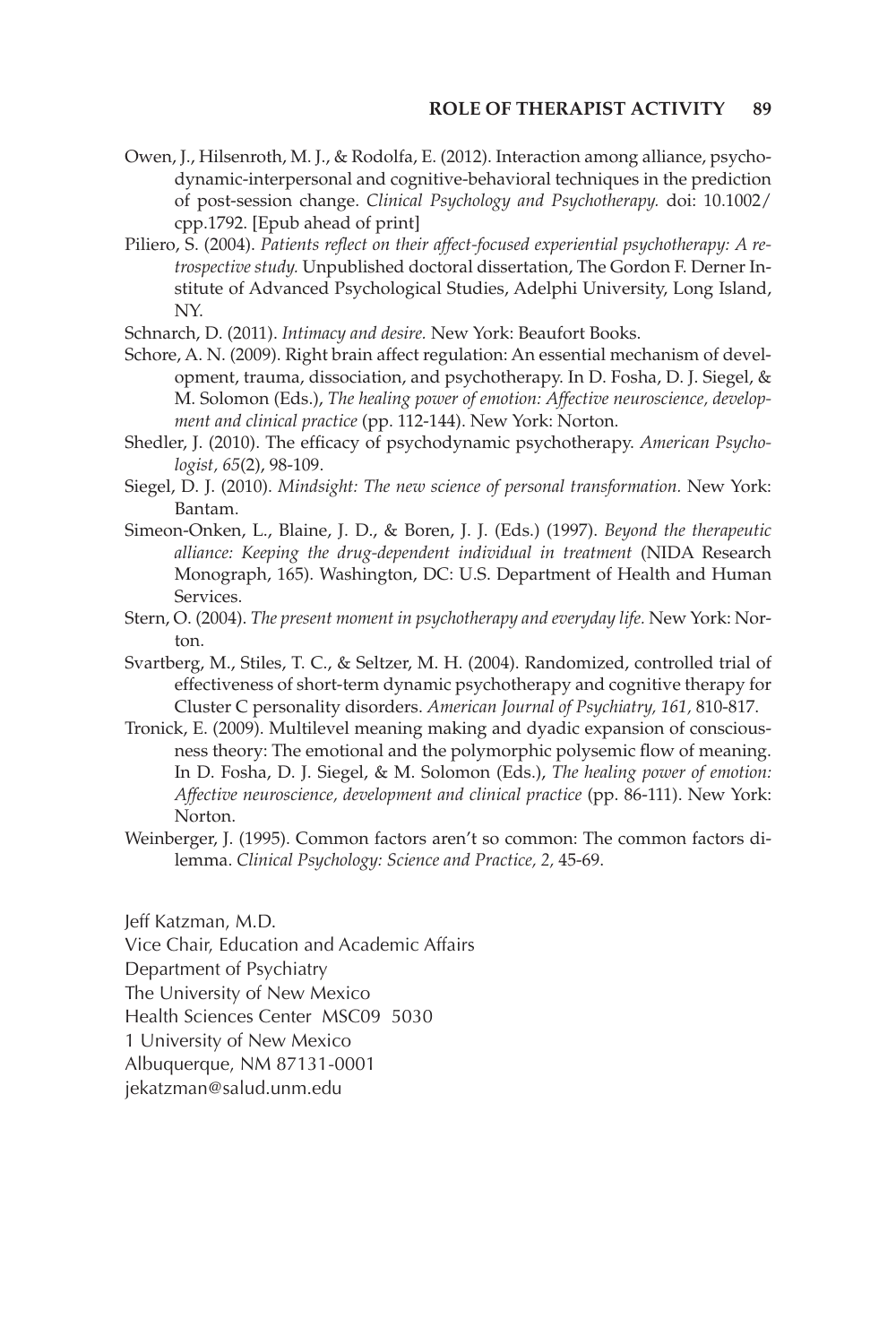Owen, J., Hilsenroth, M. J., & Rodolfa, E. (2012). Interaction among alliance, psychodynamic-interpersonal and cognitive-behavioral techniques in the prediction of post-session change. *Clinical Psychology and Psychotherapy.* doi: 10.1002/cpp.1792. [Epub ahead of print]

Piliero, S. (2004). *Patients reflect on their affect-focused experiential psychotherapy: A retrospective study.* Unpublished doctoral dissertation, The Gordon F. Derner Institute of Advanced Psychological Studies, Adelphi University, Long Island, NY.

Schnarch, D. (2011). *Intimacy and desire.* New York: Beaufort Books.

Schore, A. N. (2009). Right brain affect regulation: An essential mechanism of development, trauma, dissociation, and psychotherapy. In D. Fosha, D. J. Siegel, & M. Solomon (Eds.), *The healing power of emotion: Affective neuroscience, development and clinical practice* (pp. 112-144). New York: Norton.

Shedler, J. (2010). The efficacy of psychodynamic psychotherapy. *American Psychologist, 65*(2), 98-109.

Siegel, D. J. (2010). *Mindsight: The new science of personal transformation.* New York: Bantam.

Simeon-Onken, L., Blaine, J. D., & Boren, J. J. (Eds.) (1997). *Beyond the therapeutic alliance: Keeping the drug-dependent individual in treatment* (NIDA Research Monograph, 165). Washington, DC: U.S. Department of Health and Human Services.

Stern, O. (2004). *The present moment in psychotherapy and everyday life.* New York: Norton.

Svartberg, M., Stiles, T. C., & Seltzer, M. H. (2004). Randomized, controlled trial of effectiveness of short-term dynamic psychotherapy and cognitive therapy for Cluster C personality disorders. *American Journal of Psychiatry, 161,* 810-817.

Tronick, E. (2009). Multilevel meaning making and dyadic expansion of consciousness theory: The emotional and the polymorphic polysemic flow of meaning. In D. Fosha, D. J. Siegel, & M. Solomon (Eds.), *The healing power of emotion: Affective neuroscience, development and clinical practice* (pp. 86-111). New York: Norton.

Weinberger, J. (1995). Common factors aren't so common: The common factors dilemma. *Clinical Psychology: Science and Practice, 2,* 45-69.

Jeff Katzman, M.D.
Vice Chair, Education and Academic Affairs
Department of Psychiatry
The University of New Mexico
Health Sciences Center MSC09 5030
1 University of New Mexico
Albuquerque, NM 87131-0001
jekatzman@salud.unm.edu